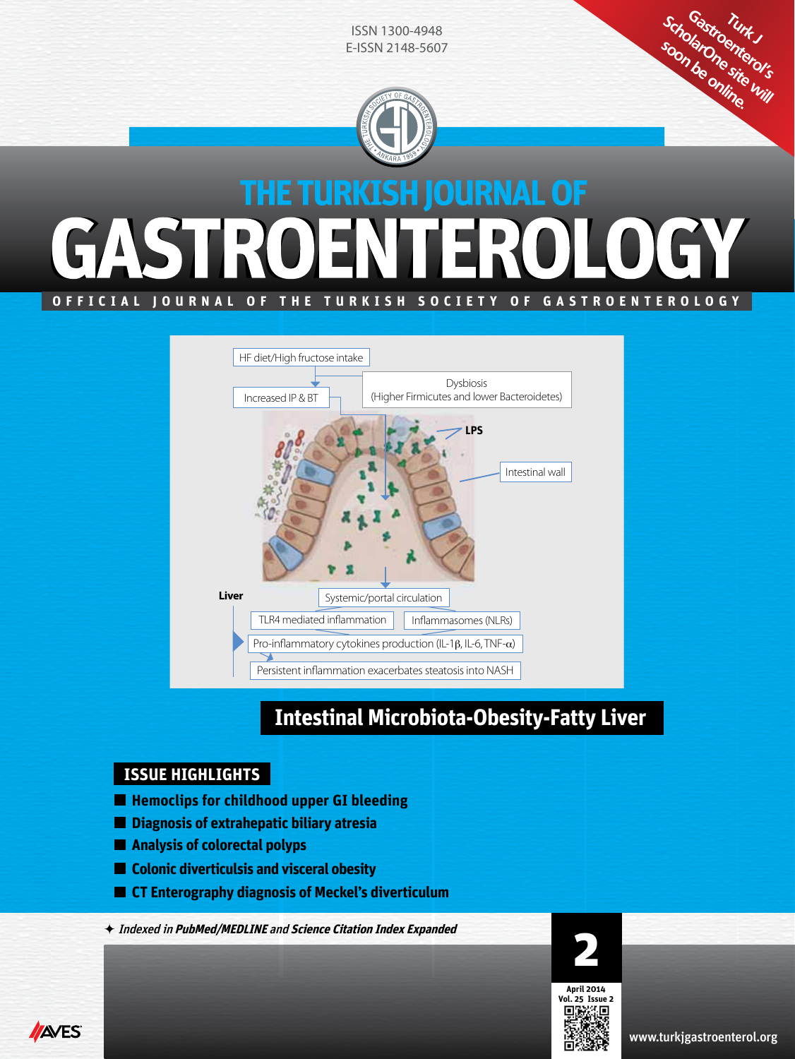ISSN 1300-4948
E-ISSN 2148-5607

Turk J Gastroenterol's ScholarOne site will soon be online.

# THE TURKISH JOURNAL OF GASTROENTEROLOGY

OFFICIAL JOURNAL OF THE TURKISH SOCIETY OF GASTROENTEROLOGY

HF diet/High fructose intake

Increased IP & BT

Dysbiosis (Higher Firmicutes and lower Bacteroidetes)

LPS

Intestinal wall

Liver

Systemic/portal circulation

TLR4 mediated inflammation

Inflammasomes (NLRs)

Pro-inflammatory cytokines production (IL-1β, IL-6, TNF-α)

Persistent inflammation exacerbates steatosis into NASH

## Intestinal Microbiota-Obesity-Fatty Liver

## ISSUE HIGHLIGHTS

- **Hemoclips for childhood upper GI bleeding**
- **Diagnosis of extrahepatic biliary atresia**
- **Analysis of colorectal polyps**
- **Colonic diverticulsis and visceral obesity**
- **CT Enterography diagnosis of Meckel's diverticulum**

✦ *Indexed in **PubMed/MEDLINE** and **Science Citation Index Expanded***

2

April 2014
Vol. 25 Issue 2

AVES

www.turkjgastroenterol.org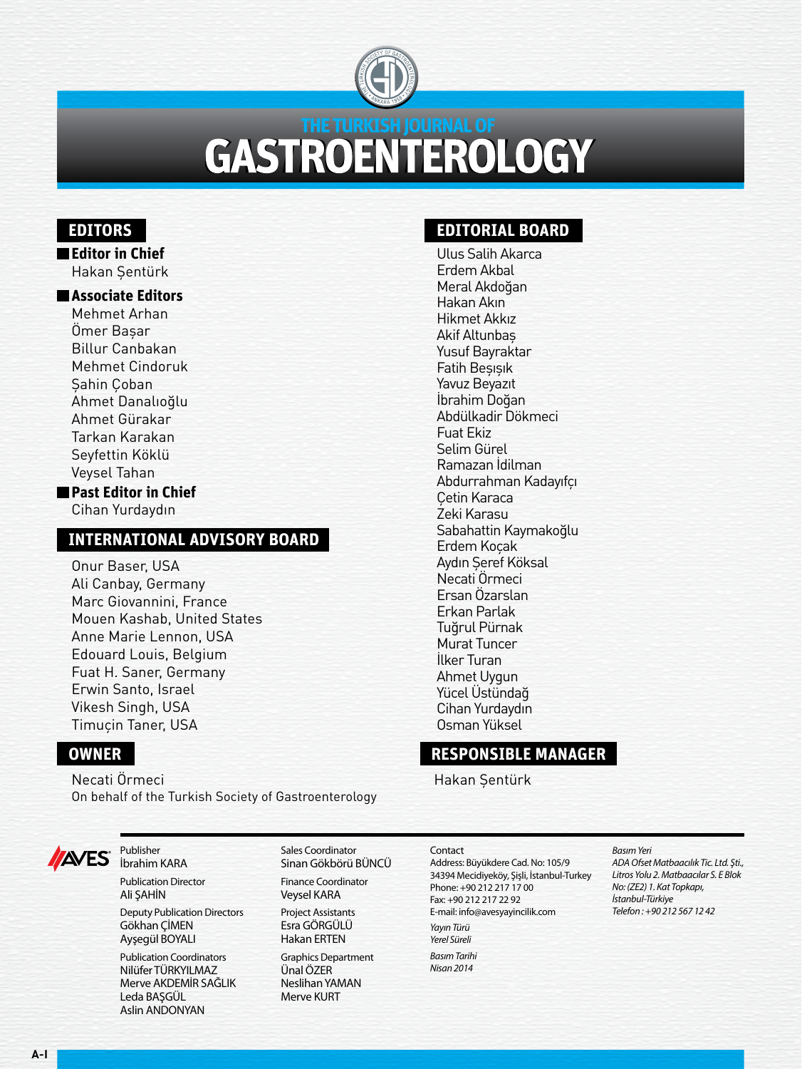# THE TURKISH JOURNAL OF GASTROENTEROLOGY

## EDITORS

**Editor in Chief**
Hakan Şentürk

**Associate Editors**
Mehmet Arhan
Ömer Başar
Billur Canbakan
Mehmet Cindoruk
Şahin Çoban
Ahmet Danalıoğlu
Ahmet Gürakar
Tarkan Karakan
Seyfettin Köklü
Veysel Tahan

**Past Editor in Chief**
Cihan Yurdaydın

## INTERNATIONAL ADVISORY BOARD

Onur Baser, USA
Ali Canbay, Germany
Marc Giovannini, France
Mouen Kashab, United States
Anne Marie Lennon, USA
Edouard Louis, Belgium
Fuat H. Saner, Germany
Erwin Santo, Israel
Vikesh Singh, USA
Timuçin Taner, USA

## OWNER

Necati Örmeci
On behalf of the Turkish Society of Gastroenterology

## EDITORIAL BOARD

Ulus Salih Akarca
Erdem Akbal
Meral Akdoğan
Hakan Akın
Hikmet Akkız
Akif Altunbaş
Yusuf Bayraktar
Fatih Beşışık
Yavuz Beyazıt
İbrahim Doğan
Abdülkadir Dökmeci
Fuat Ekiz
Selim Gürel
Ramazan İdilman
Abdurrahman Kadayıfçı
Çetin Karaca
Zeki Karasu
Sabahattin Kaymakoğlu
Erdem Koçak
Aydın Şeref Köksal
Necati Örmeci
Ersan Özarslan
Erkan Parlak
Tuğrul Pürnak
Murat Tuncer
İlker Turan
Ahmet Uygun
Yücel Üstündağ
Cihan Yurdaydın
Osman Yüksel

## RESPONSIBLE MANAGER

Hakan Şentürk

---

AVES

Publisher
İbrahim KARA

Publication Director
Ali ŞAHİN

Deputy Publication Directors
Gökhan ÇİMEN
Ayşegül BOYALI

Publication Coordinators
Nilüfer TÜRKYILMAZ
Merve AKDEMİR SAĞLIK
Leda BAŞGÜL
Aslin ANDONYAN

Sales Coordinator
Sinan Gökbörü BÜNCÜ

Finance Coordinator
Veysel KARA

Project Assistants
Esra GÖRGÜLÜ
Hakan ERTEN

Graphics Department
Ünal ÖZER
Neslihan YAMAN
Merve KURT

Contact
Address: Büyükdere Cad. No: 105/9
34394 Mecidiyeköy, Şişli, İstanbul-Turkey
Phone: +90 212 217 17 00
Fax: +90 212 217 22 92
E-mail: info@avesyayincilik.com

*Yayın Türü*
*Yerel Süreli*

*Basım Tarihi*
*Nisan 2014*

*Basım Yeri*
*ADA Ofset Matbaacılık Tic. Ltd. Şti., Litros Yolu 2. Matbaacılar S. E Blok No: (ZE2) 1. Kat Topkapı, İstanbul-Türkiye*
*Telefon : +90 212 567 12 42*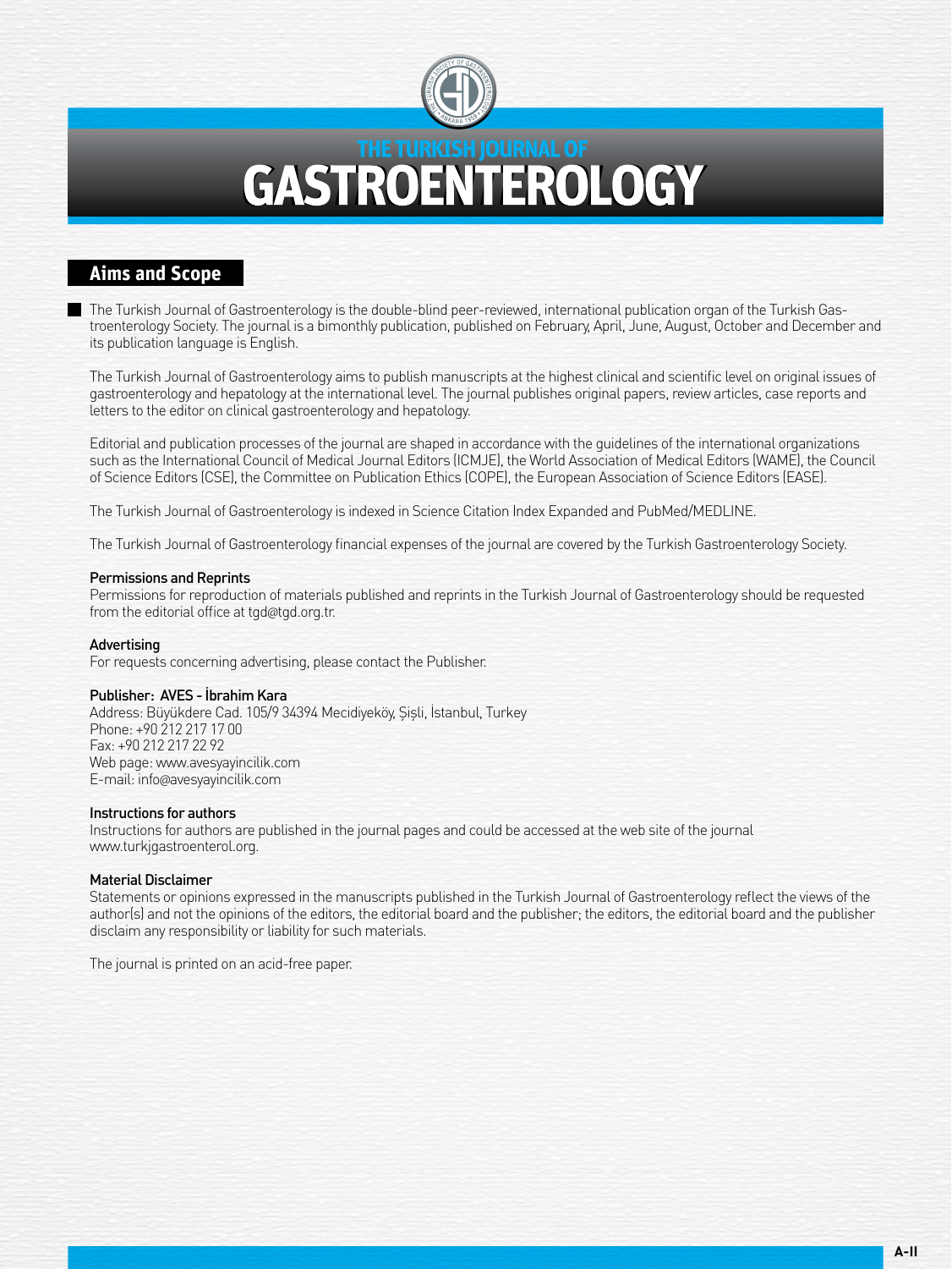# THE TURKISH JOURNAL OF GASTROENTEROLOGY

## Aims and Scope

The Turkish Journal of Gastroenterology is the double-blind peer-reviewed, international publication organ of the Turkish Gastroenterology Society. The journal is a bimonthly publication, published on February, April, June, August, October and December and its publication language is English.

The Turkish Journal of Gastroenterology aims to publish manuscripts at the highest clinical and scientific level on original issues of gastroenterology and hepatology at the international level. The journal publishes original papers, review articles, case reports and letters to the editor on clinical gastroenterology and hepatology.

Editorial and publication processes of the journal are shaped in accordance with the guidelines of the international organizations such as the International Council of Medical Journal Editors (ICMJE), the World Association of Medical Editors (WAME), the Council of Science Editors (CSE), the Committee on Publication Ethics (COPE), the European Association of Science Editors (EASE).

The Turkish Journal of Gastroenterology is indexed in Science Citation Index Expanded and PubMed/MEDLINE.

The Turkish Journal of Gastroenterology financial expenses of the journal are covered by the Turkish Gastroenterology Society.

**Permissions and Reprints**
Permissions for reproduction of materials published and reprints in the Turkish Journal of Gastroenterology should be requested from the editorial office at tgd@tgd.org.tr.

**Advertising**
For requests concerning advertising, please contact the Publisher.

**Publisher: AVES - İbrahim Kara**
Address: Büyükdere Cad. 105/9 34394 Mecidiyeköy, Şişli, İstanbul, Turkey
Phone: +90 212 217 17 00
Fax: +90 212 217 22 92
Web page: www.avesyayincilik.com
E-mail: info@avesyayincilik.com

**Instructions for authors**
Instructions for authors are published in the journal pages and could be accessed at the web site of the journal www.turkjgastroenterol.org.

**Material Disclaimer**
Statements or opinions expressed in the manuscripts published in the Turkish Journal of Gastroenterology reflect the views of the author(s) and not the opinions of the editors, the editorial board and the publisher; the editors, the editorial board and the publisher disclaim any responsibility or liability for such materials.

The journal is printed on an acid-free paper.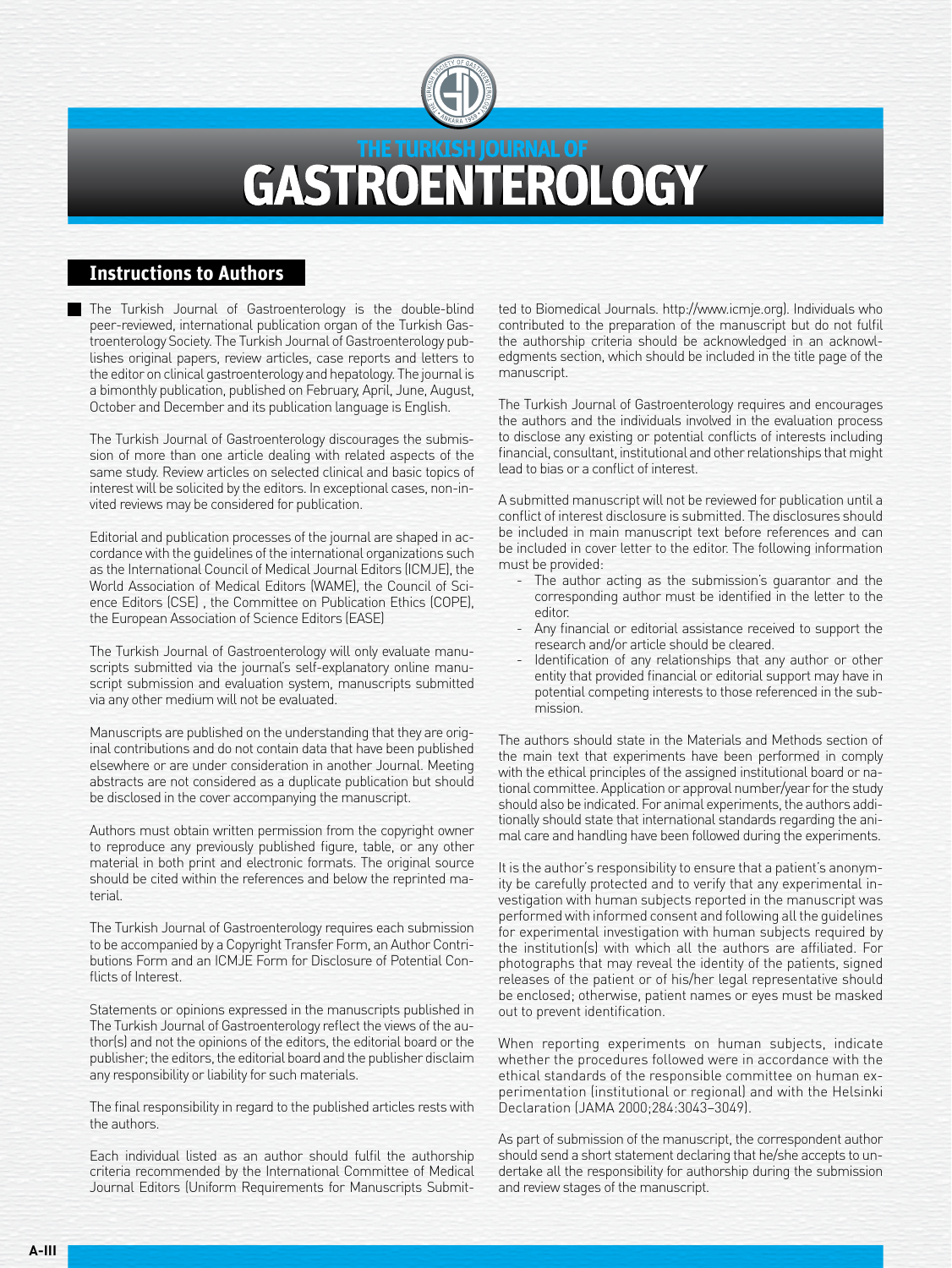# THE TURKISH JOURNAL OF GASTROENTEROLOGY

## Instructions to Authors

The Turkish Journal of Gastroenterology is the double-blind peer-reviewed, international publication organ of the Turkish Gastroenterology Society. The Turkish Journal of Gastroenterology publishes original papers, review articles, case reports and letters to the editor on clinical gastroenterology and hepatology. The journal is a bimonthly publication, published on February, April, June, August, October and December and its publication language is English.

The Turkish Journal of Gastroenterology discourages the submission of more than one article dealing with related aspects of the same study. Review articles on selected clinical and basic topics of interest will be solicited by the editors. In exceptional cases, non-invited reviews may be considered for publication.

Editorial and publication processes of the journal are shaped in accordance with the guidelines of the international organizations such as the International Council of Medical Journal Editors (ICMJE), the World Association of Medical Editors (WAME), the Council of Science Editors (CSE) , the Committee on Publication Ethics (COPE), the European Association of Science Editors (EASE)

The Turkish Journal of Gastroenterology will only evaluate manuscripts submitted via the journal's self-explanatory online manuscript submission and evaluation system, manuscripts submitted via any other medium will not be evaluated.

Manuscripts are published on the understanding that they are original contributions and do not contain data that have been published elsewhere or are under consideration in another Journal. Meeting abstracts are not considered as a duplicate publication but should be disclosed in the cover accompanying the manuscript.

Authors must obtain written permission from the copyright owner to reproduce any previously published figure, table, or any other material in both print and electronic formats. The original source should be cited within the references and below the reprinted material.

The Turkish Journal of Gastroenterology requires each submission to be accompanied by a Copyright Transfer Form, an Author Contributions Form and an ICMJE Form for Disclosure of Potential Conflicts of Interest.

Statements or opinions expressed in the manuscripts published in The Turkish Journal of Gastroenterology reflect the views of the author(s) and not the opinions of the editors, the editorial board or the publisher; the editors, the editorial board and the publisher disclaim any responsibility or liability for such materials.

The final responsibility in regard to the published articles rests with the authors.

Each individual listed as an author should fulfil the authorship criteria recommended by the International Committee of Medical Journal Editors (Uniform Requirements for Manuscripts Submitted to Biomedical Journals. http://www.icmje.org). Individuals who contributed to the preparation of the manuscript but do not fulfil the authorship criteria should be acknowledged in an acknowledgments section, which should be included in the title page of the manuscript.

The Turkish Journal of Gastroenterology requires and encourages the authors and the individuals involved in the evaluation process to disclose any existing or potential conflicts of interests including financial, consultant, institutional and other relationships that might lead to bias or a conflict of interest.

A submitted manuscript will not be reviewed for publication until a conflict of interest disclosure is submitted. The disclosures should be included in main manuscript text before references and can be included in cover letter to the editor. The following information must be provided:

- The author acting as the submission's guarantor and the corresponding author must be identified in the letter to the editor.
- Any financial or editorial assistance received to support the research and/or article should be cleared.
- Identification of any relationships that any author or other entity that provided financial or editorial support may have in potential competing interests to those referenced in the submission.

The authors should state in the Materials and Methods section of the main text that experiments have been performed in comply with the ethical principles of the assigned institutional board or national committee. Application or approval number/year for the study should also be indicated. For animal experiments, the authors additionally should state that international standards regarding the animal care and handling have been followed during the experiments.

It is the author's responsibility to ensure that a patient's anonymity be carefully protected and to verify that any experimental investigation with human subjects reported in the manuscript was performed with informed consent and following all the guidelines for experimental investigation with human subjects required by the institution(s) with which all the authors are affiliated. For photographs that may reveal the identity of the patients, signed releases of the patient or of his/her legal representative should be enclosed; otherwise, patient names or eyes must be masked out to prevent identification.

When reporting experiments on human subjects, indicate whether the procedures followed were in accordance with the ethical standards of the responsible committee on human experimentation (institutional or regional) and with the Helsinki Declaration (JAMA 2000;284:3043–3049).

As part of submission of the manuscript, the correspondent author should send a short statement declaring that he/she accepts to undertake all the responsibility for authorship during the submission and review stages of the manuscript.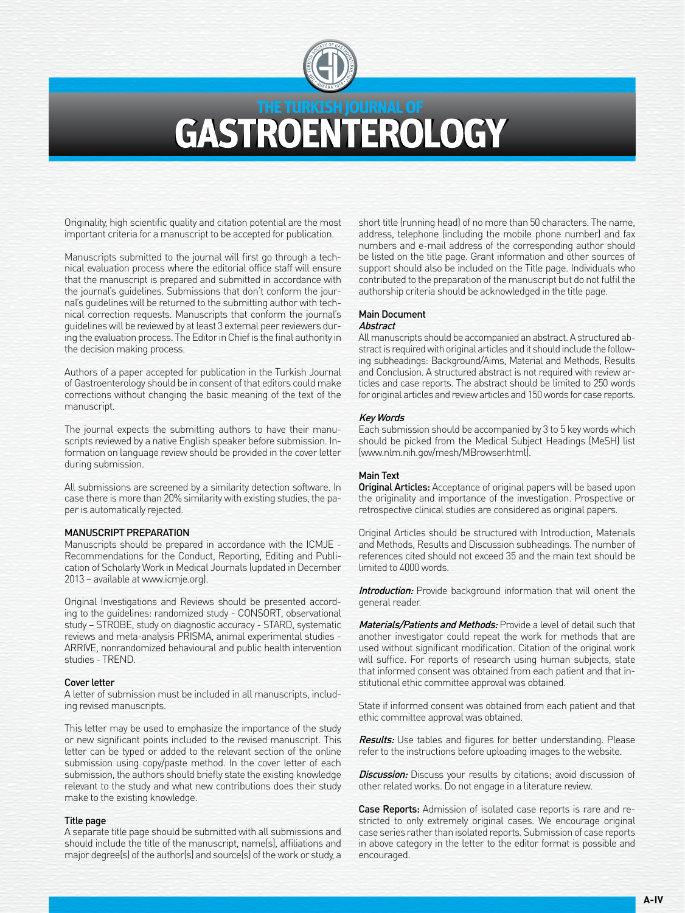Originality, high scientific quality and citation potential are the most important criteria for a manuscript to be accepted for publication.

Manuscripts submitted to the journal will first go through a technical evaluation process where the editorial office staff will ensure that the manuscript is prepared and submitted in accordance with the journal's guidelines. Submissions that don't conform the journal's guidelines will be returned to the submitting author with technical correction requests. Manuscripts that conform the journal's guidelines will be reviewed by at least 3 external peer reviewers during the evaluation process. The Editor in Chief is the final authority in the decision making process.

Authors of a paper accepted for publication in the Turkish Journal of Gastroenterology should be in consent of that editors could make corrections without changing the basic meaning of the text of the manuscript.

The journal expects the submitting authors to have their manuscripts reviewed by a native English speaker before submission. Information on language review should be provided in the cover letter during submission.

All submissions are screened by a similarity detection software. In case there is more than 20% similarity with existing studies, the paper is automatically rejected.

## MANUSCRIPT PREPARATION

Manuscripts should be prepared in accordance with the ICMJE - Recommendations for the Conduct, Reporting, Editing and Publication of Scholarly Work in Medical Journals (updated in December 2013 – available at www.icmje.org).

Original Investigations and Reviews should be presented according to the guidelines: randomized study - CONSORT, observational study – STROBE, study on diagnostic accuracy - STARD, systematic reviews and meta-analysis PRISMA, animal experimental studies - ARRIVE, nonrandomized behavioural and public health intervention studies - TREND.

### Cover letter

A letter of submission must be included in all manuscripts, including revised manuscripts.

This letter may be used to emphasize the importance of the study or new significant points included to the revised manuscript. This letter can be typed or added to the relevant section of the online submission using copy/paste method. In the cover letter of each submission, the authors should briefly state the existing knowledge relevant to the study and what new contributions does their study make to the existing knowledge.

### Title page

A separate title page should be submitted with all submissions and should include the title of the manuscript, name(s), affiliations and major degree(s) of the author(s) and source(s) of the work or study, a short title (running head) of no more than 50 characters. The name, address, telephone (including the mobile phone number) and fax numbers and e-mail address of the corresponding author should be listed on the title page. Grant information and other sources of support should also be included on the Title page. Individuals who contributed to the preparation of the manuscript but do not fulfil the authorship criteria should be acknowledged in the title page.

### Main Document

*Abstract*

All manuscripts should be accompanied an abstract. A structured abstract is required with original articles and it should include the following subheadings: Background/Aims, Material and Methods, Results and Conclusion. A structured abstract is not required with review articles and case reports. The abstract should be limited to 250 words for original articles and review articles and 150 words for case reports.

*Key Words*

Each submission should be accompanied by 3 to 5 key words which should be picked from the Medical Subject Headings (MeSH) list (www.nlm.nih.gov/mesh/MBrowser.html).

### Main Text

**Original Articles:** Acceptance of original papers will be based upon the originality and importance of the investigation. Prospective or retrospective clinical studies are considered as original papers.

Original Articles should be structured with Introduction, Materials and Methods, Results and Discussion subheadings. The number of references cited should not exceed 35 and the main text should be limited to 4000 words.

***Introduction:*** Provide background information that will orient the general reader.

***Materials/Patients and Methods:*** Provide a level of detail such that another investigator could repeat the work for methods that are used without significant modification. Citation of the original work will suffice. For reports of research using human subjects, state that informed consent was obtained from each patient and that institutional ethic committee approval was obtained.

State if informed consent was obtained from each patient and that ethic committee approval was obtained.

***Results:*** Use tables and figures for better understanding. Please refer to the instructions before uploading images to the website.

***Discussion:*** Discuss your results by citations; avoid discussion of other related works. Do not engage in a literature review.

**Case Reports:** Admission of isolated case reports is rare and restricted to only extremely original cases. We encourage original case series rather than isolated reports. Submission of case reports in above category in the letter to the editor format is possible and encouraged.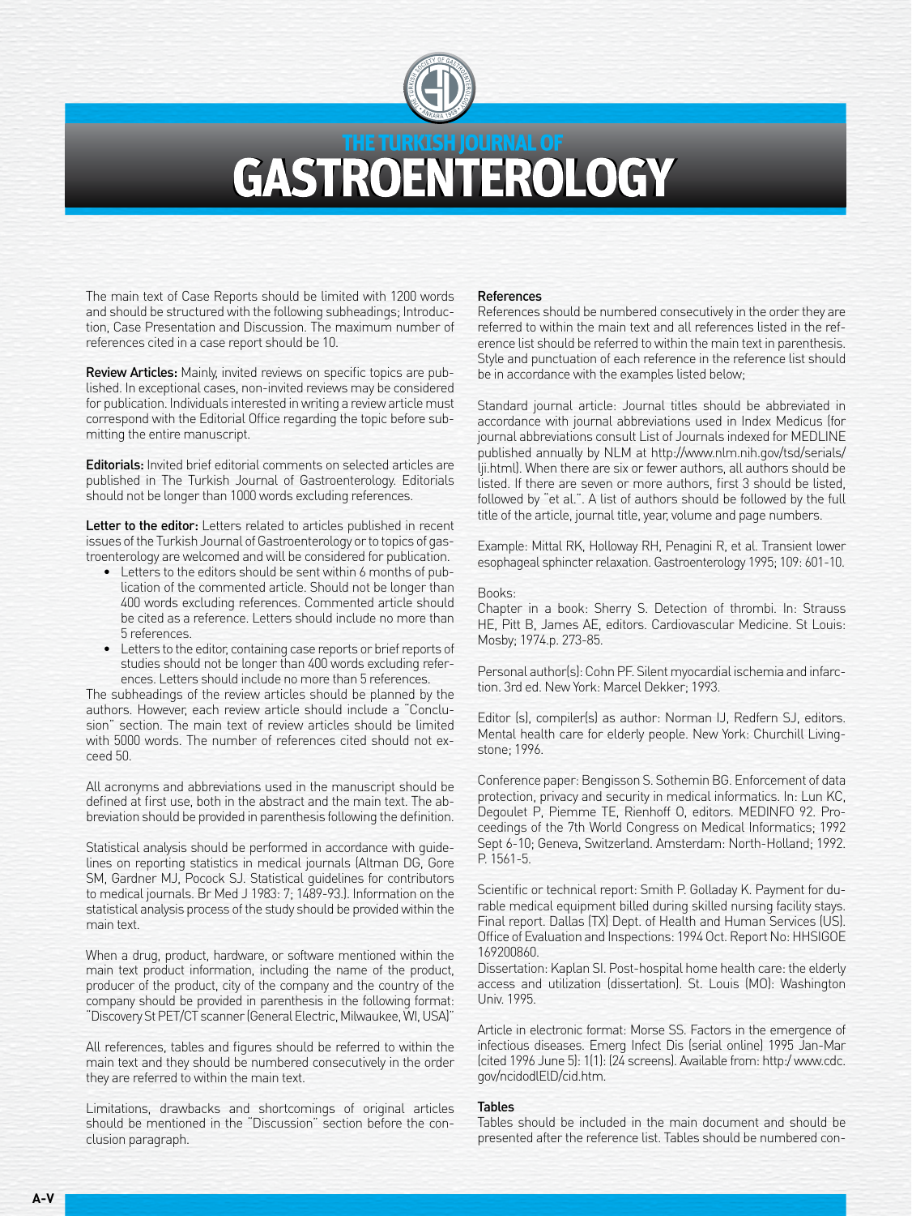The main text of Case Reports should be limited with 1200 words and should be structured with the following subheadings; Introduction, Case Presentation and Discussion. The maximum number of references cited in a case report should be 10.

**Review Articles:** Mainly, invited reviews on specific topics are published. In exceptional cases, non-invited reviews may be considered for publication. Individuals interested in writing a review article must correspond with the Editorial Office regarding the topic before submitting the entire manuscript.

**Editorials:** Invited brief editorial comments on selected articles are published in The Turkish Journal of Gastroenterology. Editorials should not be longer than 1000 words excluding references.

**Letter to the editor:** Letters related to articles published in recent issues of the Turkish Journal of Gastroenterology or to topics of gastroenterology are welcomed and will be considered for publication.

- Letters to the editors should be sent within 6 months of publication of the commented article. Should not be longer than 400 words excluding references. Commented article should be cited as a reference. Letters should include no more than 5 references.
- Letters to the editor, containing case reports or brief reports of studies should not be longer than 400 words excluding references. Letters should include no more than 5 references.

The subheadings of the review articles should be planned by the authors. However, each review article should include a "Conclusion" section. The main text of review articles should be limited with 5000 words. The number of references cited should not exceed 50.

All acronyms and abbreviations used in the manuscript should be defined at first use, both in the abstract and the main text. The abbreviation should be provided in parenthesis following the definition.

Statistical analysis should be performed in accordance with guidelines on reporting statistics in medical journals (Altman DG, Gore SM, Gardner MJ, Pocock SJ. Statistical guidelines for contributors to medical journals. Br Med J 1983: 7; 1489-93.). Information on the statistical analysis process of the study should be provided within the main text.

When a drug, product, hardware, or software mentioned within the main text product information, including the name of the product, producer of the product, city of the company and the country of the company should be provided in parenthesis in the following format: "Discovery St PET/CT scanner (General Electric, Milwaukee, WI, USA)"

All references, tables and figures should be referred to within the main text and they should be numbered consecutively in the order they are referred to within the main text.

Limitations, drawbacks and shortcomings of original articles should be mentioned in the "Discussion" section before the conclusion paragraph.

**References**

References should be numbered consecutively in the order they are referred to within the main text and all references listed in the reference list should be referred to within the main text in parenthesis. Style and punctuation of each reference in the reference list should be in accordance with the examples listed below;

Standard journal article: Journal titles should be abbreviated in accordance with journal abbreviations used in Index Medicus (for journal abbreviations consult List of Journals indexed for MEDLINE published annually by NLM at http://www.nlm.nih.gov/tsd/serials/lji.html). When there are six or fewer authors, all authors should be listed. If there are seven or more authors, first 3 should be listed, followed by "et al.". A list of authors should be followed by the full title of the article, journal title, year, volume and page numbers.

Example: Mittal RK, Holloway RH, Penagini R, et al. Transient lower esophageal sphincter relaxation. Gastroenterology 1995; 109: 601-10.

Books:
Chapter in a book: Sherry S. Detection of thrombi. In: Strauss HE, Pitt B, James AE, editors. Cardiovascular Medicine. St Louis: Mosby; 1974.p. 273-85.

Personal author(s): Cohn PF. Silent myocardial ischemia and infarction. 3rd ed. New York: Marcel Dekker; 1993.

Editor (s), compiler(s) as author: Norman IJ, Redfern SJ, editors. Mental health care for elderly people. New York: Churchill Livingstone; 1996.

Conference paper: Bengisson S. Sothemin BG. Enforcement of data protection, privacy and security in medical informatics. In: Lun KC, Degoulet P, Piemme TE, Rienhoff O, editors. MEDINFO 92. Proceedings of the 7th World Congress on Medical Informatics; 1992 Sept 6-10; Geneva, Switzerland. Amsterdam: North-Holland; 1992. P. 1561-5.

Scientific or technical report: Smith P. Golladay K. Payment for durable medical equipment billed during skilled nursing facility stays. Final report. Dallas (TX) Dept. of Health and Human Services (US). Office of Evaluation and Inspections: 1994 Oct. Report No: HHSIGOE 169200860.

Dissertation: Kaplan SI. Post-hospital home health care: the elderly access and utilization (dissertation). St. Louis (MO): Washington Univ. 1995.

Article in electronic format: Morse SS. Factors in the emergence of infectious diseases. Emerg Infect Dis (serial online) 1995 Jan-Mar (cited 1996 June 5): 1(1): (24 screens). Available from: http:/ www.cdc.gov/ncidodlElD/cid.htm.

**Tables**

Tables should be included in the main document and should be presented after the reference list. Tables should be numbered con-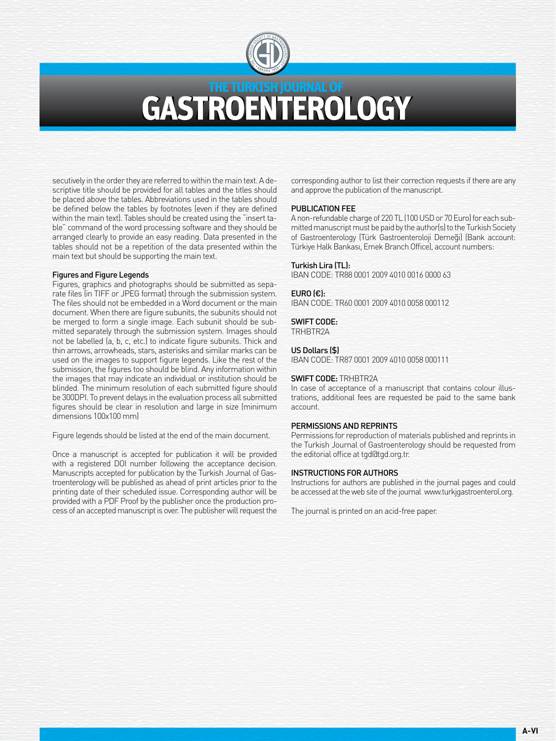secutively in the order they are referred to within the main text. A descriptive title should be provided for all tables and the titles should be placed above the tables. Abbreviations used in the tables should be defined below the tables by footnotes (even if they are defined within the main text). Tables should be created using the "insert table" command of the word processing software and they should be arranged clearly to provide an easy reading. Data presented in the tables should not be a repetition of the data presented within the main text but should be supporting the main text.

#### Figures and Figure Legends

Figures, graphics and photographs should be submitted as separate files (in TIFF or JPEG format) through the submission system. The files should not be embedded in a Word document or the main document. When there are figure subunits, the subunits should not be merged to form a single image. Each subunit should be submitted separately through the submission system. Images should not be labelled (a, b, c, etc.) to indicate figure subunits. Thick and thin arrows, arrowheads, stars, asterisks and similar marks can be used on the images to support figure legends. Like the rest of the submission, the figures too should be blind. Any information within the images that may indicate an individual or institution should be blinded. The minimum resolution of each submitted figure should be 300DPI. To prevent delays in the evaluation process all submitted figures should be clear in resolution and large in size (minimum dimensions 100x100 mm)

Figure legends should be listed at the end of the main document.

Once a manuscript is accepted for publication it will be provided with a registered DOI number following the acceptance decision. Manuscripts accepted for publication by the Turkish Journal of Gastroenterology will be published as ahead of print articles prior to the printing date of their scheduled issue. Corresponding author will be provided with a PDF Proof by the publisher once the production process of an accepted manuscript is over. The publisher will request the corresponding author to list their correction requests if there are any and approve the publication of the manuscript.

#### PUBLICATION FEE

A non-refundable charge of 220 TL (100 USD or 70 Euro) for each submitted manuscript must be paid by the author(s) to the Turkish Society of Gastroenterology (Türk Gastroenteroloji Derneği) (Bank account: Türkiye Halk Bankası, Emek Branch Office), account numbers:

**Turkish Lira (TL):**
IBAN CODE: TR88 0001 2009 4010 0016 0000 63

**EURO (€):**
IBAN CODE: TR60 0001 2009 4010 0058 000112

**SWIFT CODE:**
TRHBTR2A

**US Dollars ($)**
IBAN CODE: TR87 0001 2009 4010 0058 000111

**SWIFT CODE:** TRHBTR2A

In case of acceptance of a manuscript that contains colour illustrations, additional fees are requested be paid to the same bank account.

#### PERMISSIONS AND REPRINTS

Permissions for reproduction of materials published and reprints in the Turkish Journal of Gastroenterology should be requested from the editorial office at tgd@tgd.org.tr.

#### INSTRUCTIONS FOR AUTHORS

Instructions for authors are published in the journal pages and could be accessed at the web site of the journal www.turkjgastroenterol.org.

The journal is printed on an acid-free paper.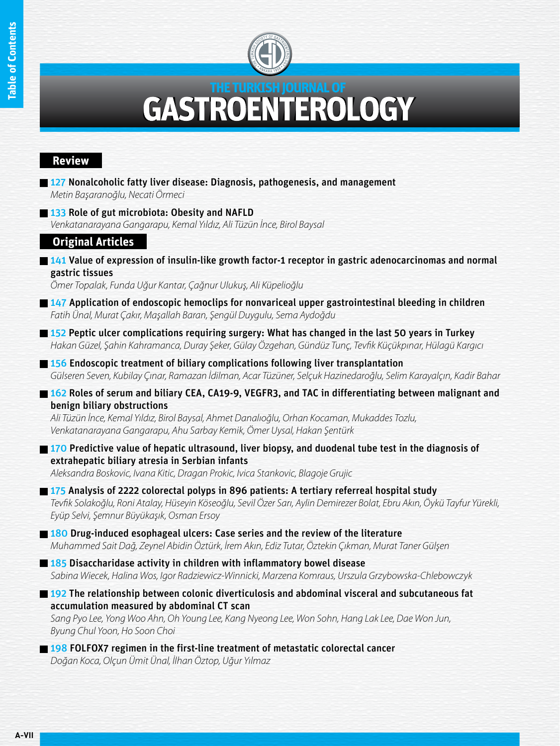# THE TURKISH JOURNAL OF GASTROENTEROLOGY

## Review

**127 Nonalcoholic fatty liver disease: Diagnosis, pathogenesis, and management**
*Metin Başaranoğlu, Necati Örmeci*

**133 Role of gut microbiota: Obesity and NAFLD**
*Venkatanarayana Gangarapu, Kemal Yıldız, Ali Tüzün İnce, Birol Baysal*

## Original Articles

**141 Value of expression of insulin-like growth factor-1 receptor in gastric adenocarcinomas and normal gastric tissues**
*Ömer Topalak, Funda Uğur Kantar, Çağnur Ulukuş, Ali Küpelioğlu*

**147 Application of endoscopic hemoclips for nonvariceal upper gastrointestinal bleeding in children**
*Fatih Ünal, Murat Çakır, Maşallah Baran, Şengül Duygulu, Sema Aydoğdu*

**152 Peptic ulcer complications requiring surgery: What has changed in the last 50 years in Turkey**
*Hakan Güzel, Şahin Kahramanca, Duray Şeker, Gülay Özgehan, Gündüz Tunç, Tevfik Küçükpınar, Hülagü Kargıcı*

**156 Endoscopic treatment of biliary complications following liver transplantation**
*Gülseren Seven, Kubilay Çınar, Ramazan İdilman, Acar Tüzüner, Selçuk Hazinedaroğlu, Selim Karayalçın, Kadir Bahar*

**162 Roles of serum and biliary CEA, CA19-9, VEGFR3, and TAC in differentiating between malignant and benign biliary obstructions**
*Ali Tüzün İnce, Kemal Yıldız, Birol Baysal, Ahmet Danalıoğlu, Orhan Kocaman, Mukaddes Tozlu, Venkatanarayana Gangarapu, Ahu Sarbay Kemik, Ömer Uysal, Hakan Şentürk*

**170 Predictive value of hepatic ultrasound, liver biopsy, and duodenal tube test in the diagnosis of extrahepatic biliary atresia in Serbian infants**
*Aleksandra Boskovic, Ivana Kitic, Dragan Prokic, Ivica Stankovic, Blagoje Grujic*

**175 Analysis of 2222 colorectal polyps in 896 patients: A tertiary referreal hospital study**
*Tevfik Solakoğlu, Roni Atalay, Hüseyin Köseoğlu, Sevil Özer Sarı, Aylin Demirezer Bolat, Ebru Akın, Öykü Tayfur Yürekli, Eyüp Selvi, Şemnur Büyükaşık, Osman Ersoy*

**180 Drug-induced esophageal ulcers: Case series and the review of the literature**
*Muhammed Sait Dağ, Zeynel Abidin Öztürk, İrem Akın, Ediz Tutar, Öztekin Çıkman, Murat Taner Gülşen*

**185 Disaccharidase activity in children with inflammatory bowel disease**
*Sabina Wiecek, Halina Wos, Igor Radziewicz-Winnicki, Marzena Komraus, Urszula Grzybowska-Chlebowczyk*

**192 The relationship between colonic diverticulosis and abdominal visceral and subcutaneous fat accumulation measured by abdominal CT scan**
*Sang Pyo Lee, Yong Woo Ahn, Oh Young Lee, Kang Nyeong Lee, Won Sohn, Hang Lak Lee, Dae Won Jun, Byung Chul Yoon, Ho Soon Choi*

**198 FOLFOX7 regimen in the first-line treatment of metastatic colorectal cancer**
*Doğan Koca, Olçun Ümit Ünal, İlhan Öztop, Uğur Yılmaz*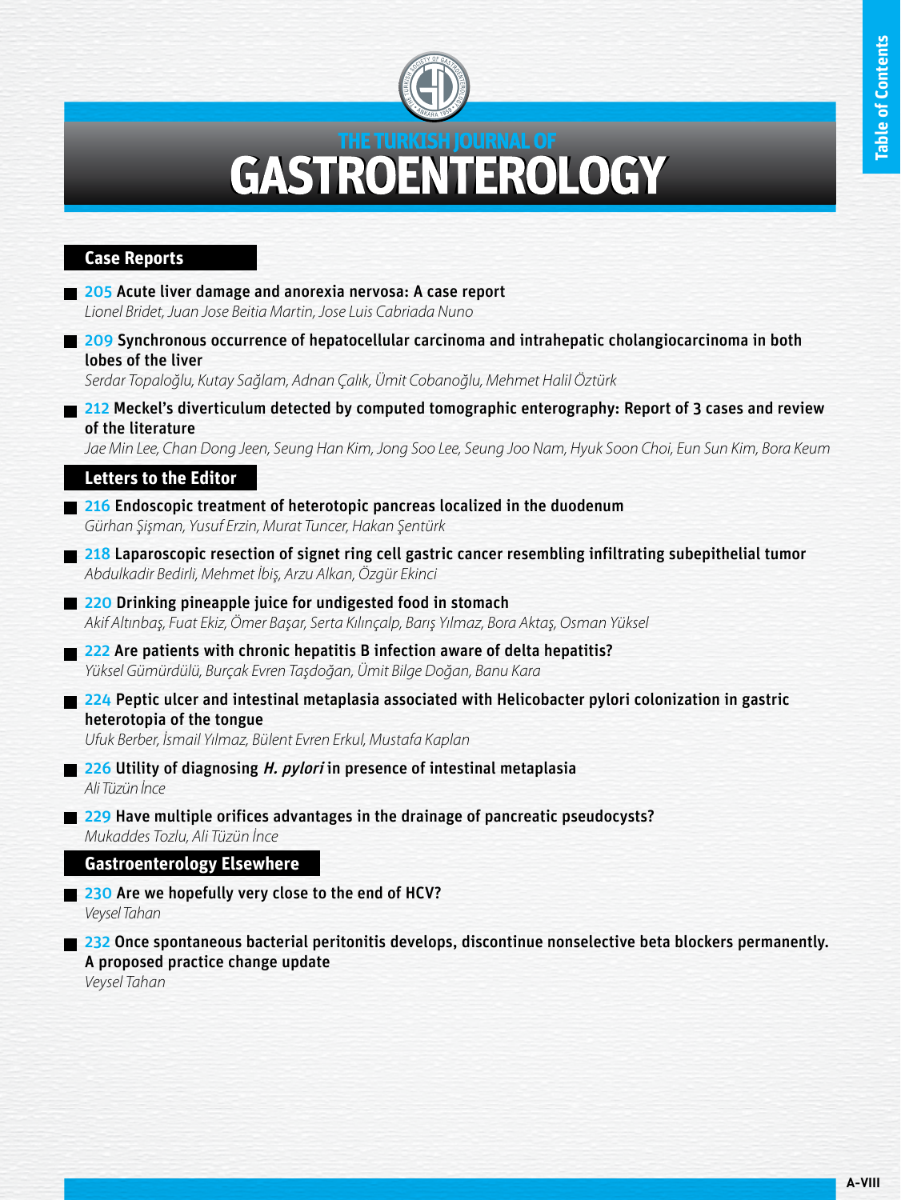# THE TURKISH JOURNAL OF GASTROENTEROLOGY

## Case Reports

- **205 Acute liver damage and anorexia nervosa: A case report**
  *Lionel Bridet, Juan Jose Beitia Martin, Jose Luis Cabriada Nuno*

- **209 Synchronous occurrence of hepatocellular carcinoma and intrahepatic cholangiocarcinoma in both lobes of the liver**
  *Serdar Topaloğlu, Kutay Sağlam, Adnan Çalık, Ümit Cobanoğlu, Mehmet Halil Öztürk*

- **212 Meckel's diverticulum detected by computed tomographic enterography: Report of 3 cases and review of the literature**
  *Jae Min Lee, Chan Dong Jeen, Seung Han Kim, Jong Soo Lee, Seung Joo Nam, Hyuk Soon Choi, Eun Sun Kim, Bora Keum*

## Letters to the Editor

- **216 Endoscopic treatment of heterotopic pancreas localized in the duodenum**
  *Gürhan Şişman, Yusuf Erzin, Murat Tuncer, Hakan Şentürk*

- **218 Laparoscopic resection of signet ring cell gastric cancer resembling infiltrating subepithelial tumor**
  *Abdulkadir Bedirli, Mehmet İbiş, Arzu Alkan, Özgür Ekinci*

- **220 Drinking pineapple juice for undigested food in stomach**
  *Akif Altınbaş, Fuat Ekiz, Ömer Başar, Serta Kılınçalp, Barış Yılmaz, Bora Aktaş, Osman Yüksel*

- **222 Are patients with chronic hepatitis B infection aware of delta hepatitis?**
  *Yüksel Gümürdülü, Burçak Evren Taşdoğan, Ümit Bilge Doğan, Banu Kara*

- **224 Peptic ulcer and intestinal metaplasia associated with Helicobacter pylori colonization in gastric heterotopia of the tongue**
  *Ufuk Berber, İsmail Yılmaz, Bülent Evren Erkul, Mustafa Kaplan*

- **226 Utility of diagnosing *H. pylori* in presence of intestinal metaplasia**
  *Ali Tüzün İnce*

- **229 Have multiple orifices advantages in the drainage of pancreatic pseudocysts?**
  *Mukaddes Tozlu, Ali Tüzün İnce*

## Gastroenterology Elsewhere

- **230 Are we hopefully very close to the end of HCV?**
  *Veysel Tahan*

- **232 Once spontaneous bacterial peritonitis develops, discontinue nonselective beta blockers permanently. A proposed practice change update**
  *Veysel Tahan*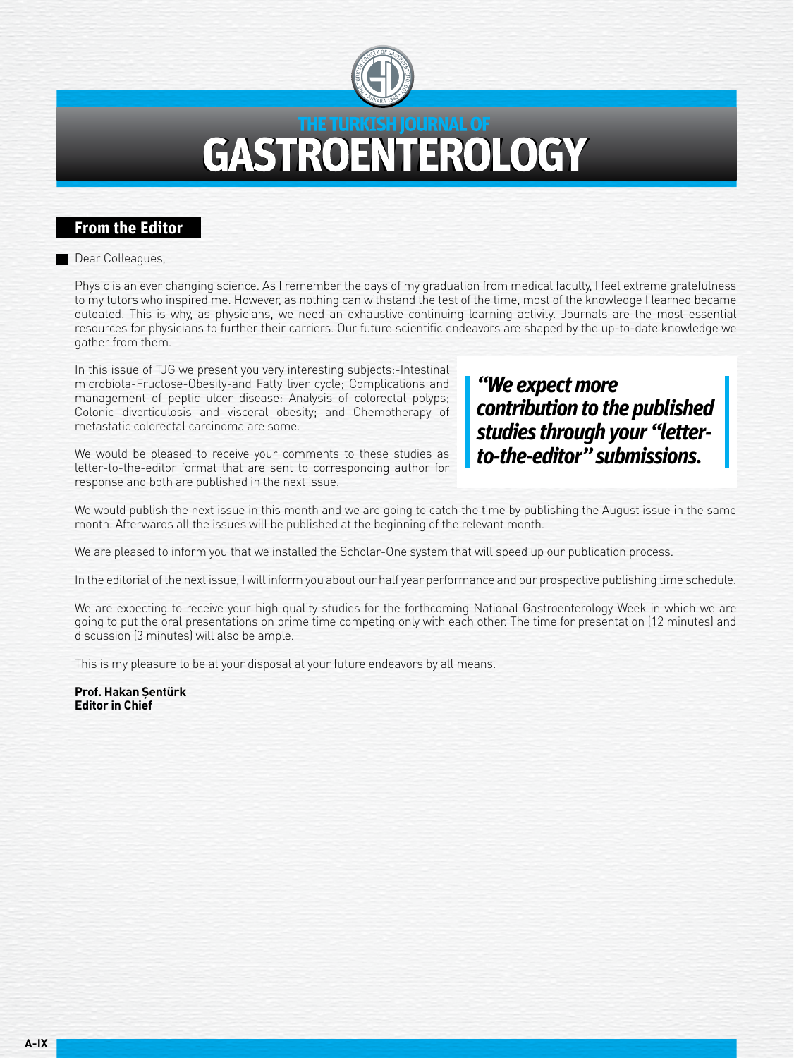# THE TURKISH JOURNAL OF GASTROENTEROLOGY

## From the Editor

Dear Colleagues,

Physic is an ever changing science. As I remember the days of my graduation from medical faculty, I feel extreme gratefulness to my tutors who inspired me. However, as nothing can withstand the test of the time, most of the knowledge I learned became outdated. This is why, as physicians, we need an exhaustive continuing learning activity. Journals are the most essential resources for physicians to further their carriers. Our future scientific endeavors are shaped by the up-to-date knowledge we gather from them.

In this issue of TJG we present you very interesting subjects:-Intestinal microbiota-Fructose-Obesity-and Fatty liver cycle; Complications and management of peptic ulcer disease: Analysis of colorectal polyps; Colonic diverticulosis and visceral obesity; and Chemotherapy of metastatic colorectal carcinoma are some.

We would be pleased to receive your comments to these studies as letter-to-the-editor format that are sent to corresponding author for response and both are published in the next issue.

> ***"We expect more contribution to the published studies through your "letter-to-the-editor" submissions.***

We would publish the next issue in this month and we are going to catch the time by publishing the August issue in the same month. Afterwards all the issues will be published at the beginning of the relevant month.

We are pleased to inform you that we installed the Scholar-One system that will speed up our publication process.

In the editorial of the next issue, I will inform you about our half year performance and our prospective publishing time schedule.

We are expecting to receive your high quality studies for the forthcoming National Gastroenterology Week in which we are going to put the oral presentations on prime time competing only with each other. The time for presentation (12 minutes) and discussion (3 minutes) will also be ample.

This is my pleasure to be at your disposal at your future endeavors by all means.

**Prof. Hakan Şentürk**
**Editor in Chief**